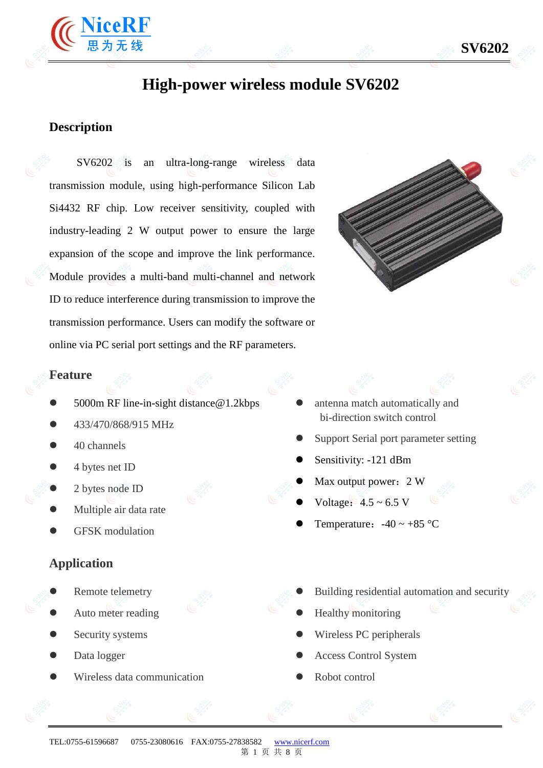# High-power wireless module SV6202

## Description

SV6202 is an ultra-long-range wireless data transmission module, using high-performance Silicon Lab Si4432 RF chip. Low receiver sensitivity, coupled with industry-leading 2 W output power to ensure the large expansion of the scope and improve the link performance. Module provides a multi-band multi-channel and network ID to reduce interference during transmission to improve the transmission performance. Users can modify the software or online via PC serial port settings and the RF parameters.

## Feature

- 5000m RF line-in-sight distance@1.2kbps
- 433/470/868/915 MHz
- 40 channels
- 4 bytes net ID
- 2 bytes node ID
- Multiple air data rate
- GFSK modulation
- antenna match automatically and bi-direction switch control
- Support Serial port parameter setting
- Sensitivity: -121 dBm
- Max output power：2 W
- Voltage：4.5 ~ 6.5 V
- Temperature：-40 ~ +85 °C

## Application

- Remote telemetry
- Auto meter reading
- Security systems
- Data logger
- Wireless data communication
- Building residential automation and security
- Healthy monitoring
- Wireless PC peripherals
- Access Control System
- Robot control

TEL:0755-61596687 0755-23080616 FAX:0755-27838582 www.nicerf.com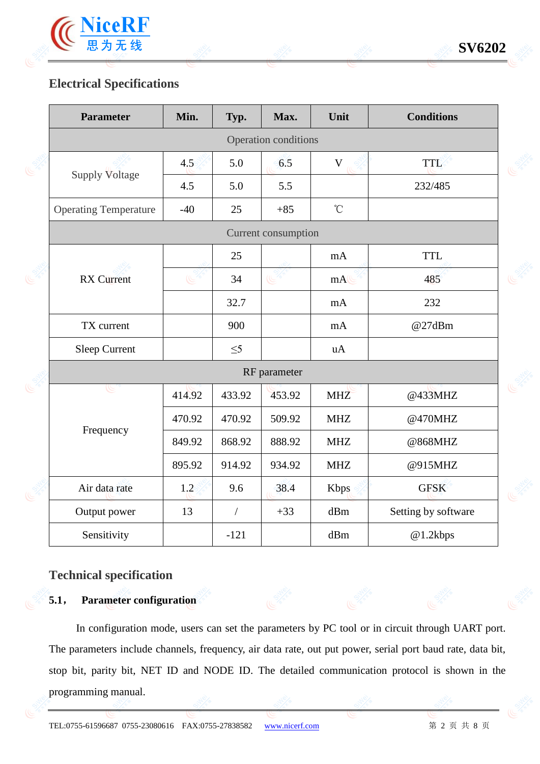## Electrical Specifications

| Parameter | Min. | Typ. | Max. | Unit | Conditions |
|---|---|---|---|---|---|
| Operation conditions | | | | | |
| Supply Voltage | 4.5 | 5.0 | 6.5 | V | TTL |
| | 4.5 | 5.0 | 5.5 | | 232/485 |
| Operating Temperature | -40 | 25 | +85 | ℃ | |
| Current consumption | | | | | |
| RX Current | | 25 | | mA | TTL |
| | | 34 | | mA | 485 |
| | | 32.7 | | mA | 232 |
| TX current | | 900 | | mA | @27dBm |
| Sleep Current | | ≤5 | | uA | |
| RF parameter | | | | | |
| Frequency | 414.92 | 433.92 | 453.92 | MHZ | @433MHZ |
| | 470.92 | 470.92 | 509.92 | MHZ | @470MHZ |
| | 849.92 | 868.92 | 888.92 | MHZ | @868MHZ |
| | 895.92 | 914.92 | 934.92 | MHZ | @915MHZ |
| Air data rate | 1.2 | 9.6 | 38.4 | Kbps | GFSK |
| Output power | 13 | / | +33 | dBm | Setting by software |
| Sensitivity | | -121 | | dBm | @1.2kbps |

## Technical specification

### 5.1， Parameter configuration

In configuration mode, users can set the parameters by PC tool or in circuit through UART port. The parameters include channels, frequency, air data rate, out put power, serial port baud rate, data bit, stop bit, parity bit, NET ID and NODE ID. The detailed communication protocol is shown in the programming manual.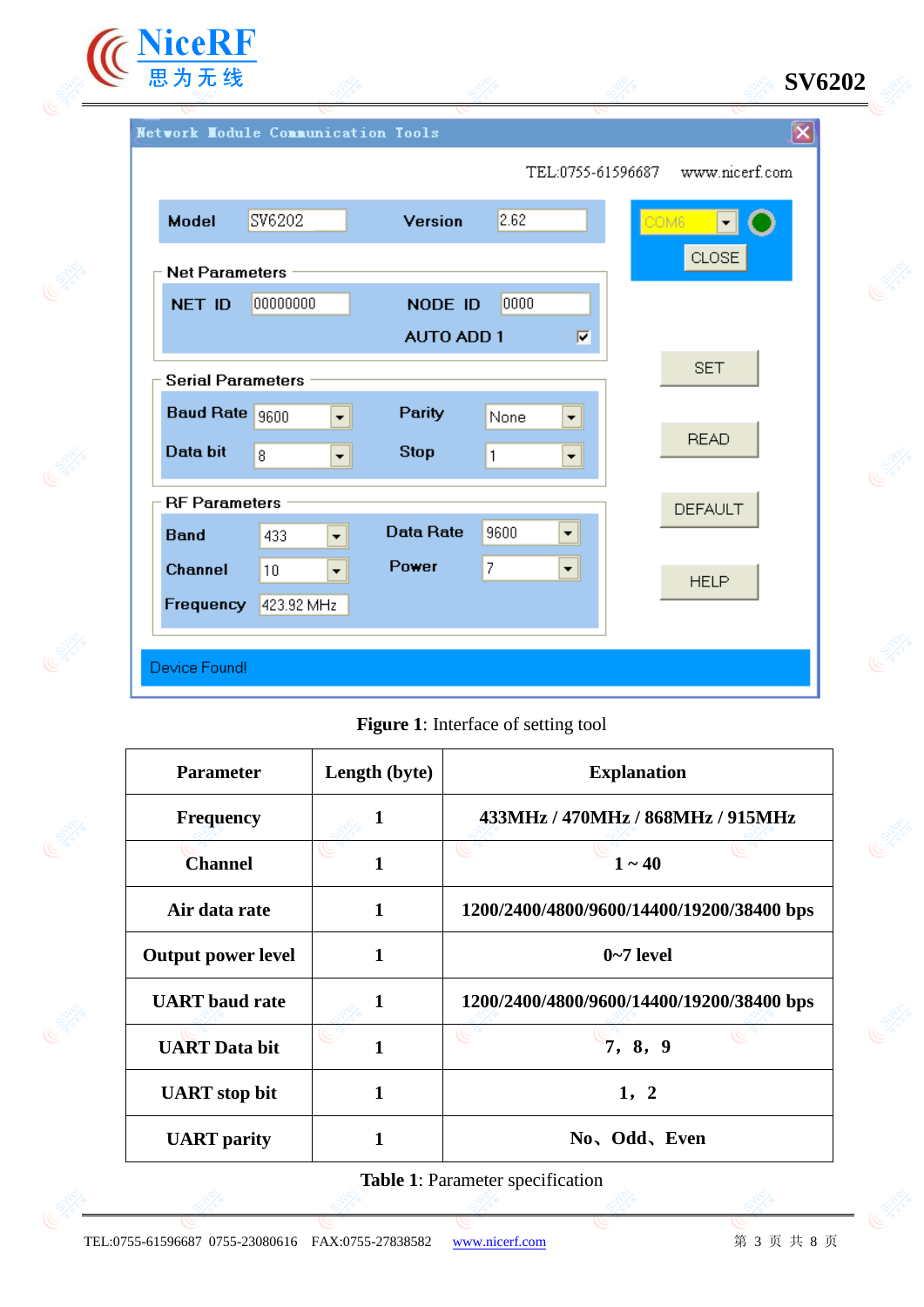Figure 1: Interface of setting tool

| Parameter | Length (byte) | Explanation |
| --- | --- | --- |
| Frequency | 1 | 433MHz / 470MHz / 868MHz / 915MHz |
| Channel | 1 | 1 ~ 40 |
| Air data rate | 1 | 1200/2400/4800/9600/14400/19200/38400 bps |
| Output power level | 1 | 0~7 level |
| UART baud rate | 1 | 1200/2400/4800/9600/14400/19200/38400 bps |
| UART Data bit | 1 | 7，8，9 |
| UART stop bit | 1 | 1，2 |
| UART parity | 1 | No、Odd、Even |

**Table 1**: Parameter specification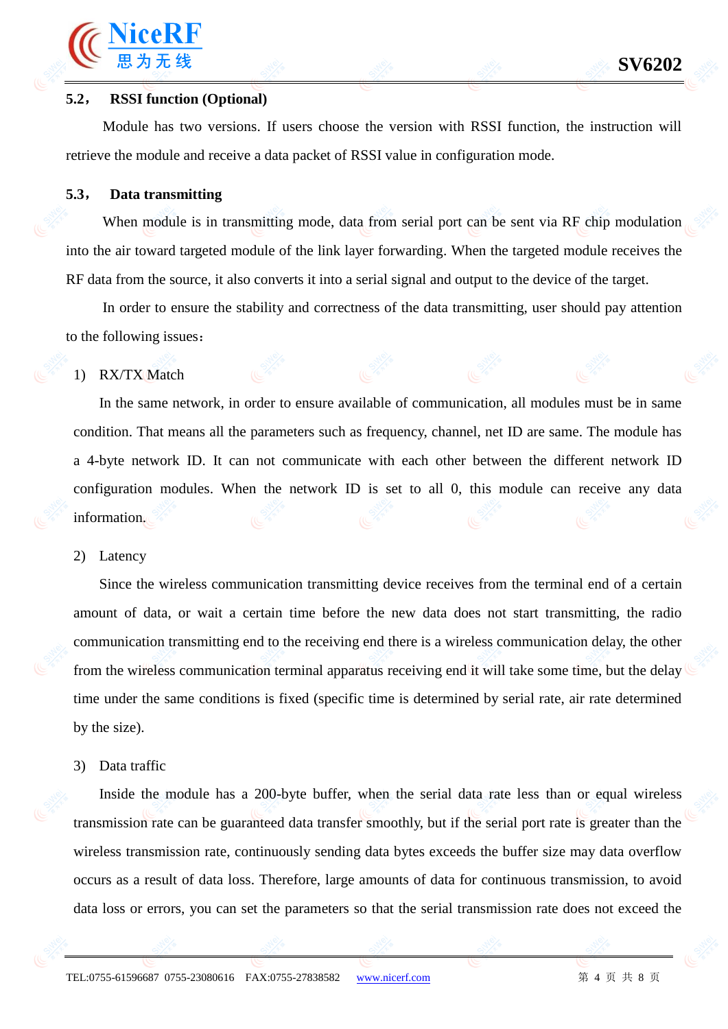### 5.2， RSSI function (Optional)

Module has two versions. If users choose the version with RSSI function, the instruction will retrieve the module and receive a data packet of RSSI value in configuration mode.

### 5.3， Data transmitting

When module is in transmitting mode, data from serial port can be sent via RF chip modulation into the air toward targeted module of the link layer forwarding. When the targeted module receives the RF data from the source, it also converts it into a serial signal and output to the device of the target.

In order to ensure the stability and correctness of the data transmitting, user should pay attention to the following issues：

1) RX/TX Match

In the same network, in order to ensure available of communication, all modules must be in same condition. That means all the parameters such as frequency, channel, net ID are same. The module has a 4-byte network ID. It can not communicate with each other between the different network ID configuration modules. When the network ID is set to all 0, this module can receive any data information.

2) Latency

Since the wireless communication transmitting device receives from the terminal end of a certain amount of data, or wait a certain time before the new data does not start transmitting, the radio communication transmitting end to the receiving end there is a wireless communication delay, the other from the wireless communication terminal apparatus receiving end it will take some time, but the delay time under the same conditions is fixed (specific time is determined by serial rate, air rate determined by the size).

3) Data traffic

Inside the module has a 200-byte buffer, when the serial data rate less than or equal wireless transmission rate can be guaranteed data transfer smoothly, but if the serial port rate is greater than the wireless transmission rate, continuously sending data bytes exceeds the buffer size may data overflow occurs as a result of data loss. Therefore, large amounts of data for continuous transmission, to avoid data loss or errors, you can set the parameters so that the serial transmission rate does not exceed the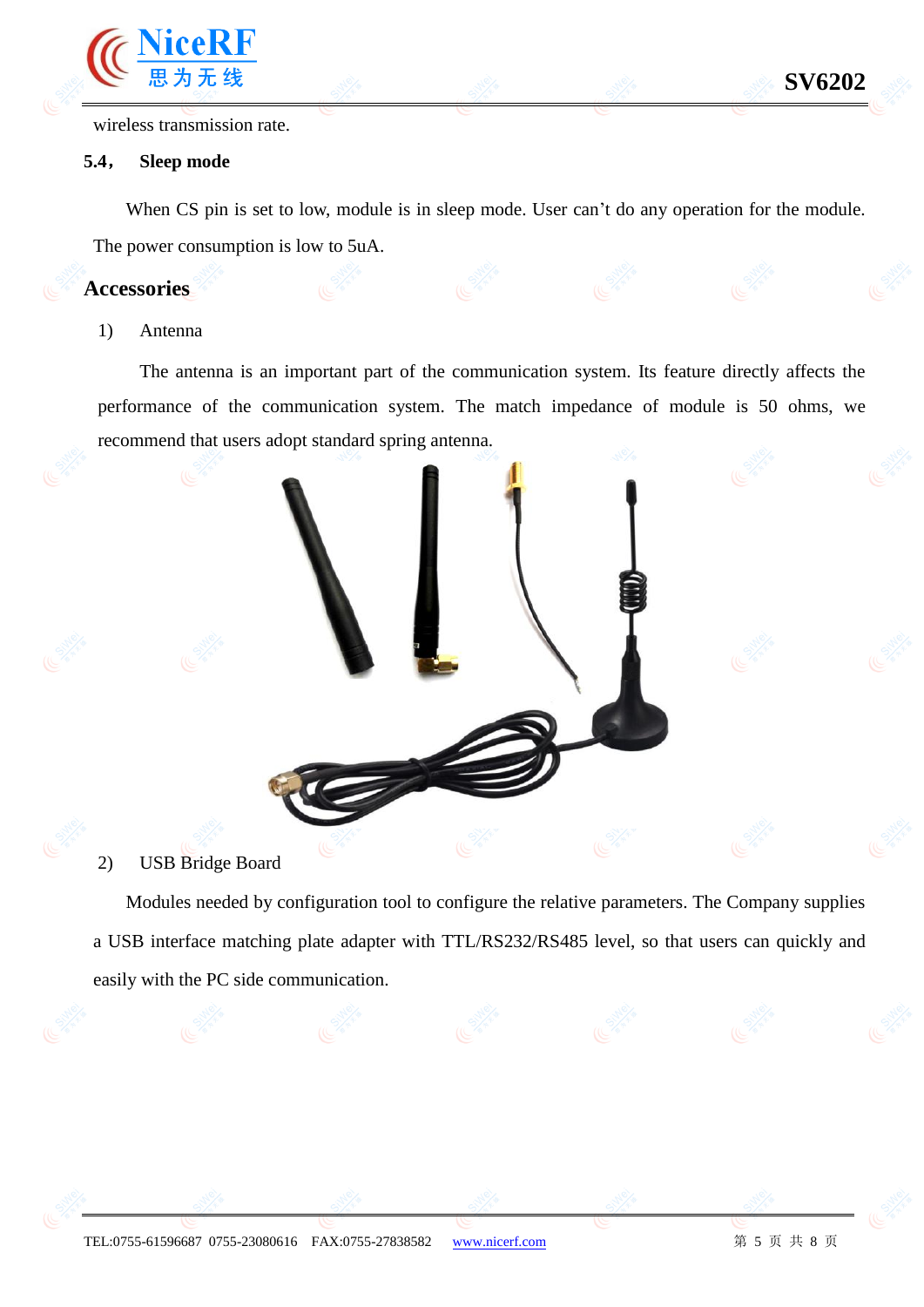wireless transmission rate.

### 5.4， Sleep mode

When CS pin is set to low, module is in sleep mode. User can't do any operation for the module. The power consumption is low to 5uA.

## Accessories

1) Antenna

The antenna is an important part of the communication system. Its feature directly affects the performance of the communication system. The match impedance of module is 50 ohms, we recommend that users adopt standard spring antenna.

2) USB Bridge Board

Modules needed by configuration tool to configure the relative parameters. The Company supplies a USB interface matching plate adapter with TTL/RS232/RS485 level, so that users can quickly and easily with the PC side communication.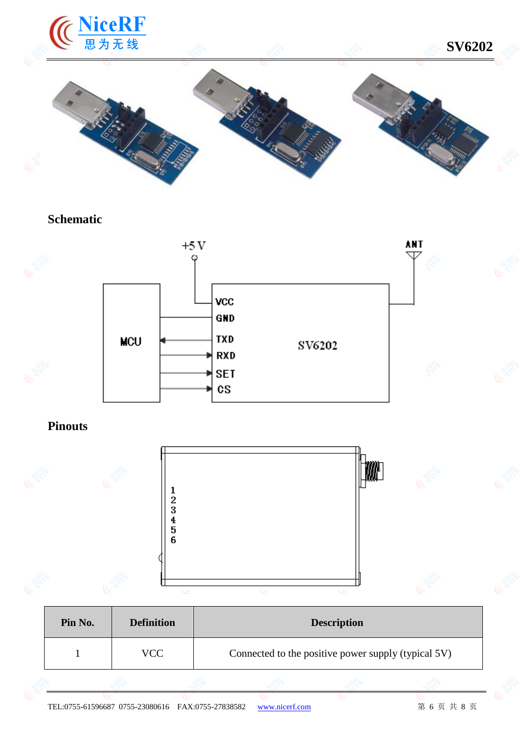## Schematic

## Pinouts

| Pin No. | Definition | Description |
|---|---|---|
| 1 | VCC | Connected to the positive power supply (typical 5V) |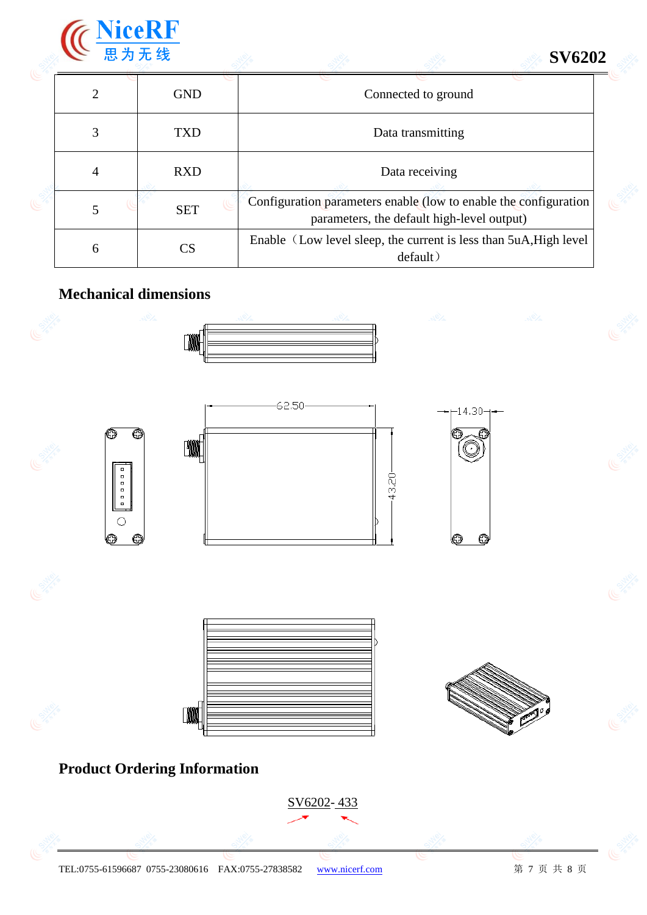| 2 | GND | Connected to ground |
|---|---|---|
| 3 | TXD | Data transmitting |
| 4 | RXD | Data receiving |
| 5 | SET | Configuration parameters enable (low to enable the configuration parameters, the default high-level output) |
| 6 | CS | Enable（Low level sleep, the current is less than 5uA,High level default） |

## Mechanical dimensions

62.50

43.20

14.30

## Product Ordering Information

SV6202- 433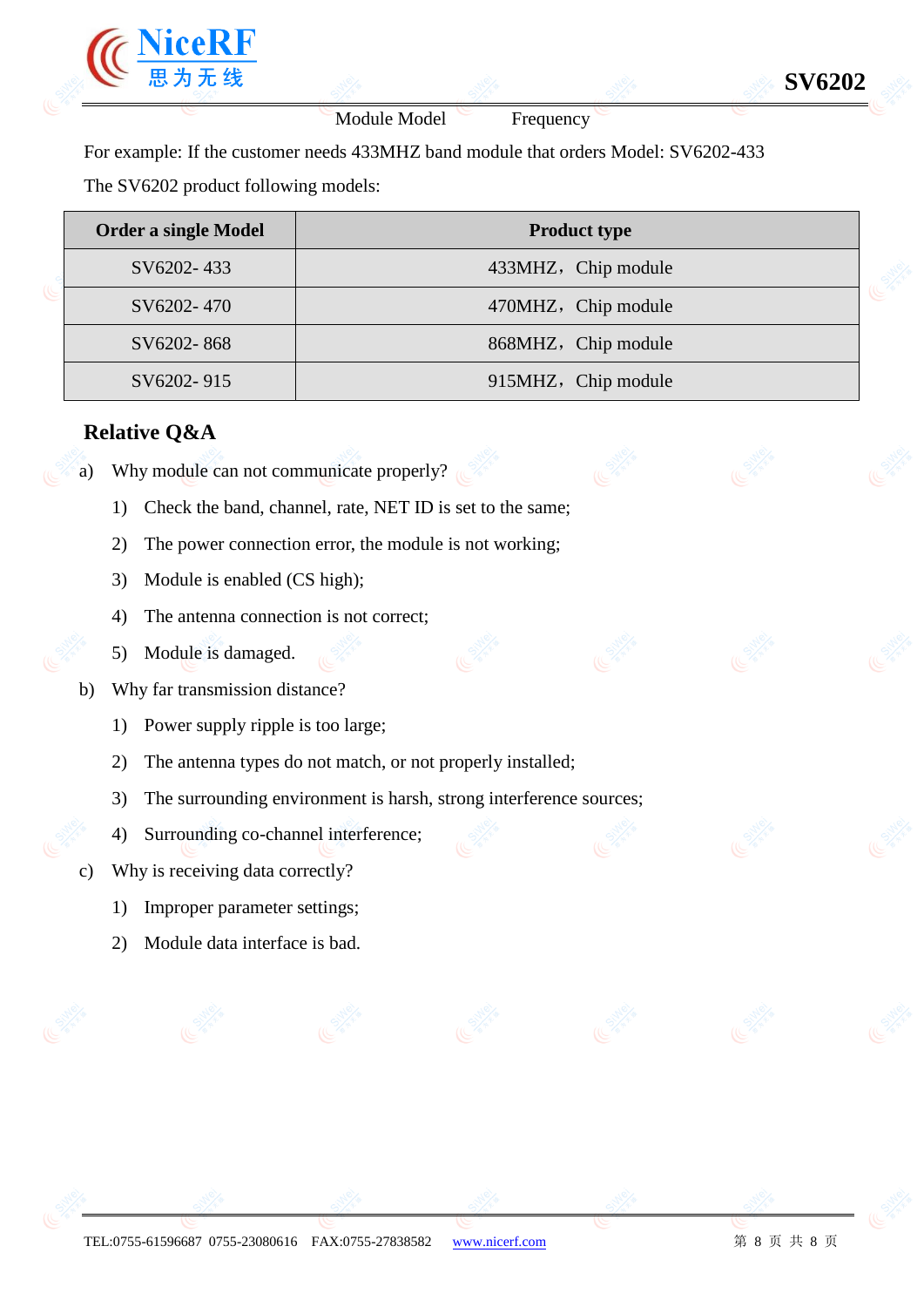Module Model          Frequency

For example: If the customer needs 433MHZ band module that orders Model: SV6202-433

The SV6202 product following models:

| Order a single Model | Product type |
|---|---|
| SV6202- 433 | 433MHZ，Chip module |
| SV6202- 470 | 470MHZ，Chip module |
| SV6202- 868 | 868MHZ，Chip module |
| SV6202- 915 | 915MHZ，Chip module |

## Relative Q&A

a) Why module can not communicate properly?

  1) Check the band, channel, rate, NET ID is set to the same;
  2) The power connection error, the module is not working;
  3) Module is enabled (CS high);
  4) The antenna connection is not correct;
  5) Module is damaged.

b) Why far transmission distance?

  1) Power supply ripple is too large;
  2) The antenna types do not match, or not properly installed;
  3) The surrounding environment is harsh, strong interference sources;
  4) Surrounding co-channel interference;

c) Why is receiving data correctly?

  1) Improper parameter settings;
  2) Module data interface is bad.